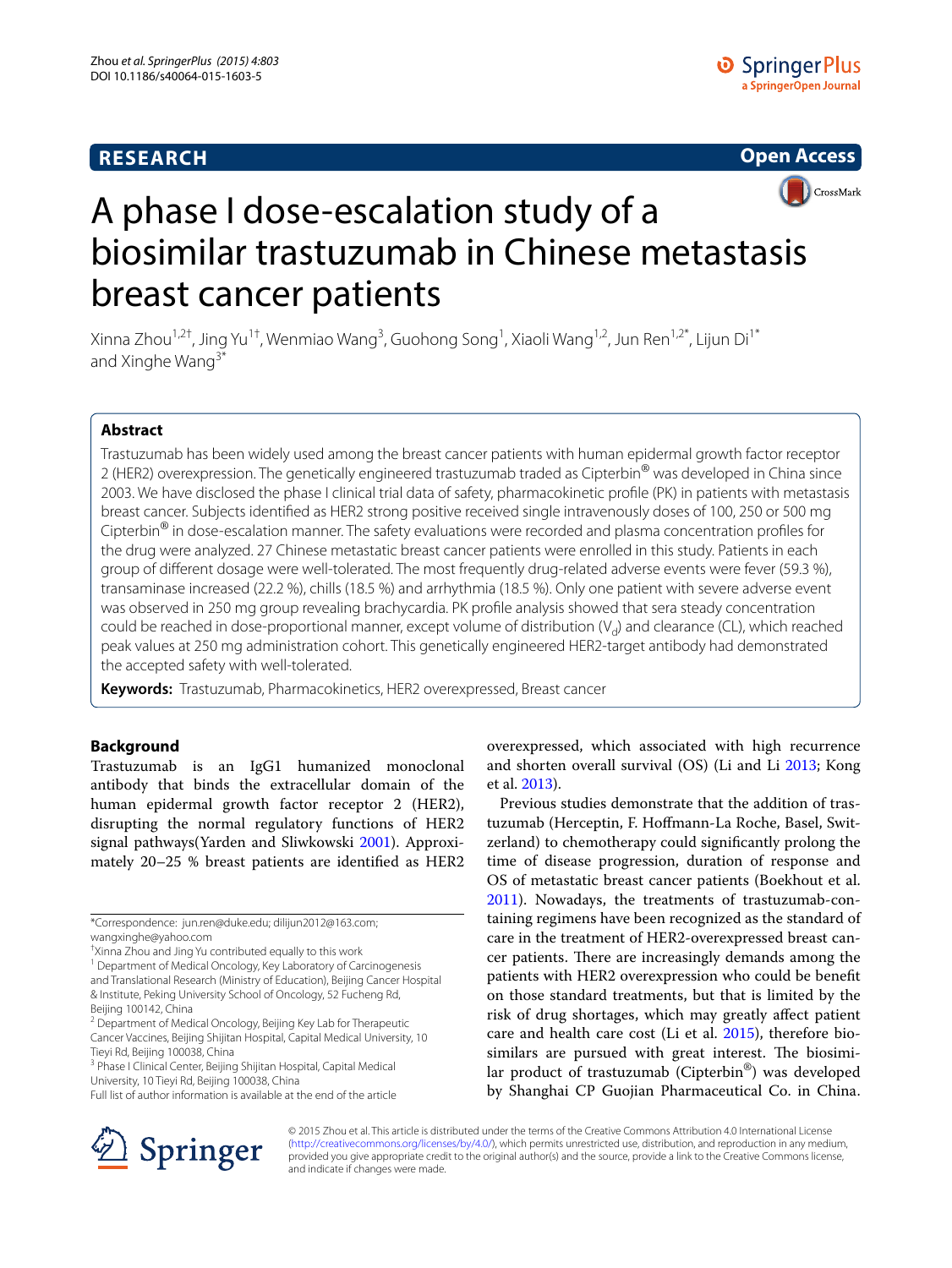# A phase I dose-escalation study of a biosimilar trastuzumab in Chinese metastasis breast cancer patients

Xinna Zhou[1,2†], Jing Yu[1†], Wenmiao Wang[3], Guohong Song[1], Xiaoli Wang[1,2], Jun Ren[1,2*], Lijun Di[1*] and Xinghe Wang[3*]

## Abstract

Trastuzumab has been widely used among the breast cancer patients with human epidermal growth factor receptor 2 (HER2) overexpression. The genetically engineered trastuzumab traded as Cipterbin® was developed in China since 2003. We have disclosed the phase I clinical trial data of safety, pharmacokinetic profile (PK) in patients with metastasis breast cancer. Subjects identified as HER2 strong positive received single intravenously doses of 100, 250 or 500 mg Cipterbin® in dose-escalation manner. The safety evaluations were recorded and plasma concentration profiles for the drug were analyzed. 27 Chinese metastatic breast cancer patients were enrolled in this study. Patients in each group of different dosage were well-tolerated. The most frequently drug-related adverse events were fever (59.3 %), transaminase increased (22.2 %), chills (18.5 %) and arrhythmia (18.5 %). Only one patient with severe adverse event was observed in 250 mg group revealing brachycardia. PK profile analysis showed that sera steady concentration could be reached in dose-proportional manner, except volume of distribution ($V_d$) and clearance (CL), which reached peak values at 250 mg administration cohort. This genetically engineered HER2-target antibody had demonstrated the accepted safety with well-tolerated.

**Keywords:** Trastuzumab, Pharmacokinetics, HER2 overexpressed, Breast cancer

## Background

Trastuzumab is an IgG1 humanized monoclonal antibody that binds the extracellular domain of the human epidermal growth factor receptor 2 (HER2), disrupting the normal regulatory functions of HER2 signal pathways(Yarden and Sliwkowski 2001). Approximately 20–25 % breast patients are identified as HER2 overexpressed, which associated with high recurrence and shorten overall survival (OS) (Li and Li 2013; Kong et al. 2013).

Previous studies demonstrate that the addition of trastuzumab (Herceptin, F. Hoffmann-La Roche, Basel, Switzerland) to chemotherapy could significantly prolong the time of disease progression, duration of response and OS of metastatic breast cancer patients (Boekhout et al. 2011). Nowadays, the treatments of trastuzumab-containing regimens have been recognized as the standard of care in the treatment of HER2-overexpressed breast cancer patients. There are increasingly demands among the patients with HER2 overexpression who could be benefit on those standard treatments, but that is limited by the risk of drug shortages, which may greatly affect patient care and health care cost (Li et al. 2015), therefore biosimilars are pursued with great interest. The biosimilar product of trastuzumab (Cipterbin®) was developed by Shanghai CP Guojian Pharmaceutical Co. in China.

*Correspondence: jun.ren@duke.edu; dilijun2012@163.com; wangxinghe@yahoo.com

†Xinna Zhou and Jing Yu contributed equally to this work

[1] Department of Medical Oncology, Key Laboratory of Carcinogenesis and Translational Research (Ministry of Education), Beijing Cancer Hospital & Institute, Peking University School of Oncology, 52 Fucheng Rd, Beijing 100142, China

[2] Department of Medical Oncology, Beijing Key Lab for Therapeutic Cancer Vaccines, Beijing Shijitan Hospital, Capital Medical University, 10 Tieyi Rd, Beijing 100038, China

[3] Phase I Clinical Center, Beijing Shijitan Hospital, Capital Medical University, 10 Tieyi Rd, Beijing 100038, China

Full list of author information is available at the end of the article

© 2015 Zhou et al. This article is distributed under the terms of the Creative Commons Attribution 4.0 International License (http://creativecommons.org/licenses/by/4.0/), which permits unrestricted use, distribution, and reproduction in any medium, provided you give appropriate credit to the original author(s) and the source, provide a link to the Creative Commons license, and indicate if changes were made.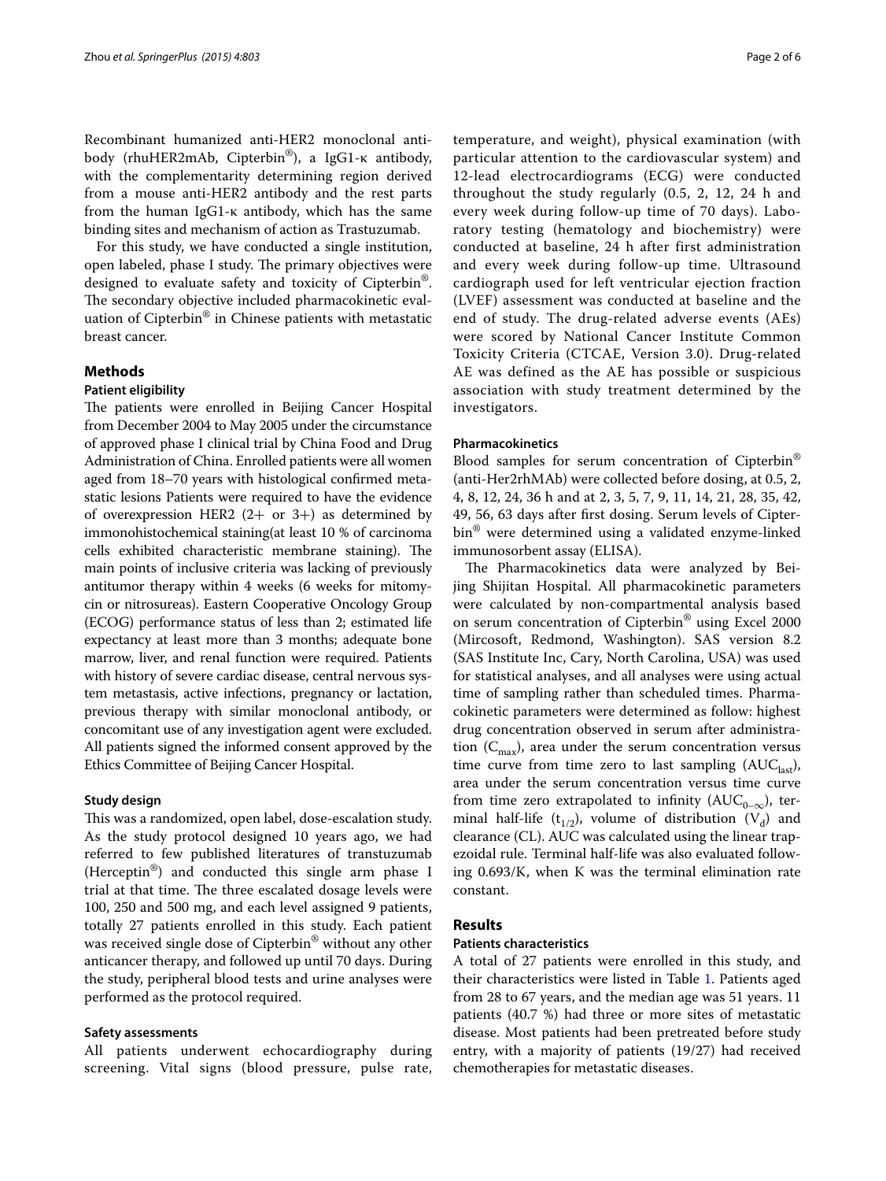Recombinant humanized anti-HER2 monoclonal antibody (rhuHER2mAb, Cipterbin®), a IgG1-κ antibody, with the complementarity determining region derived from a mouse anti-HER2 antibody and the rest parts from the human IgG1-κ antibody, which has the same binding sites and mechanism of action as Trastuzumab.

For this study, we have conducted a single institution, open labeled, phase I study. The primary objectives were designed to evaluate safety and toxicity of Cipterbin®. The secondary objective included pharmacokinetic evaluation of Cipterbin® in Chinese patients with metastatic breast cancer.

## Methods

### Patient eligibility

The patients were enrolled in Beijing Cancer Hospital from December 2004 to May 2005 under the circumstance of approved phase I clinical trial by China Food and Drug Administration of China. Enrolled patients were all women aged from 18–70 years with histological confirmed metastatic lesions Patients were required to have the evidence of overexpression HER2 (2+ or 3+) as determined by immonohistochemical staining(at least 10 % of carcinoma cells exhibited characteristic membrane staining). The main points of inclusive criteria was lacking of previously antitumor therapy within 4 weeks (6 weeks for mitomycin or nitrosureas). Eastern Cooperative Oncology Group (ECOG) performance status of less than 2; estimated life expectancy at least more than 3 months; adequate bone marrow, liver, and renal function were required. Patients with history of severe cardiac disease, central nervous system metastasis, active infections, pregnancy or lactation, previous therapy with similar monoclonal antibody, or concomitant use of any investigation agent were excluded. All patients signed the informed consent approved by the Ethics Committee of Beijing Cancer Hospital.

### Study design

This was a randomized, open label, dose-escalation study. As the study protocol designed 10 years ago, we had referred to few published literatures of transtuzumab (Herceptin®) and conducted this single arm phase I trial at that time. The three escalated dosage levels were 100, 250 and 500 mg, and each level assigned 9 patients, totally 27 patients enrolled in this study. Each patient was received single dose of Cipterbin® without any other anticancer therapy, and followed up until 70 days. During the study, peripheral blood tests and urine analyses were performed as the protocol required.

### Safety assessments

All patients underwent echocardiography during screening. Vital signs (blood pressure, pulse rate, temperature, and weight), physical examination (with particular attention to the cardiovascular system) and 12-lead electrocardiograms (ECG) were conducted throughout the study regularly (0.5, 2, 12, 24 h and every week during follow-up time of 70 days). Laboratory testing (hematology and biochemistry) were conducted at baseline, 24 h after first administration and every week during follow-up time. Ultrasound cardiograph used for left ventricular ejection fraction (LVEF) assessment was conducted at baseline and the end of study. The drug-related adverse events (AEs) were scored by National Cancer Institute Common Toxicity Criteria (CTCAE, Version 3.0). Drug-related AE was defined as the AE has possible or suspicious association with study treatment determined by the investigators.

### Pharmacokinetics

Blood samples for serum concentration of Cipterbin® (anti-Her2rhMAb) were collected before dosing, at 0.5, 2, 4, 8, 12, 24, 36 h and at 2, 3, 5, 7, 9, 11, 14, 21, 28, 35, 42, 49, 56, 63 days after first dosing. Serum levels of Cipterbin® were determined using a validated enzyme-linked immunosorbent assay (ELISA).

The Pharmacokinetics data were analyzed by Beijing Shijitan Hospital. All pharmacokinetic parameters were calculated by non-compartmental analysis based on serum concentration of Cipterbin® using Excel 2000 (Mircosoft, Redmond, Washington). SAS version 8.2 (SAS Institute Inc, Cary, North Carolina, USA) was used for statistical analyses, and all analyses were using actual time of sampling rather than scheduled times. Pharmacokinetic parameters were determined as follow: highest drug concentration observed in serum after administration ($C_{max}$), area under the serum concentration versus time curve from time zero to last sampling ($AUC_{last}$), area under the serum concentration versus time curve from time zero extrapolated to infinity ($AUC_{0-\infty}$), terminal half-life ($t_{1/2}$), volume of distribution ($V_d$) and clearance (CL). AUC was calculated using the linear trapezoidal rule. Terminal half-life was also evaluated following 0.693/K, when K was the terminal elimination rate constant.

## Results

### Patients characteristics

A total of 27 patients were enrolled in this study, and their characteristics were listed in Table 1. Patients aged from 28 to 67 years, and the median age was 51 years. 11 patients (40.7 %) had three or more sites of metastatic disease. Most patients had been pretreated before study entry, with a majority of patients (19/27) had received chemotherapies for metastatic diseases.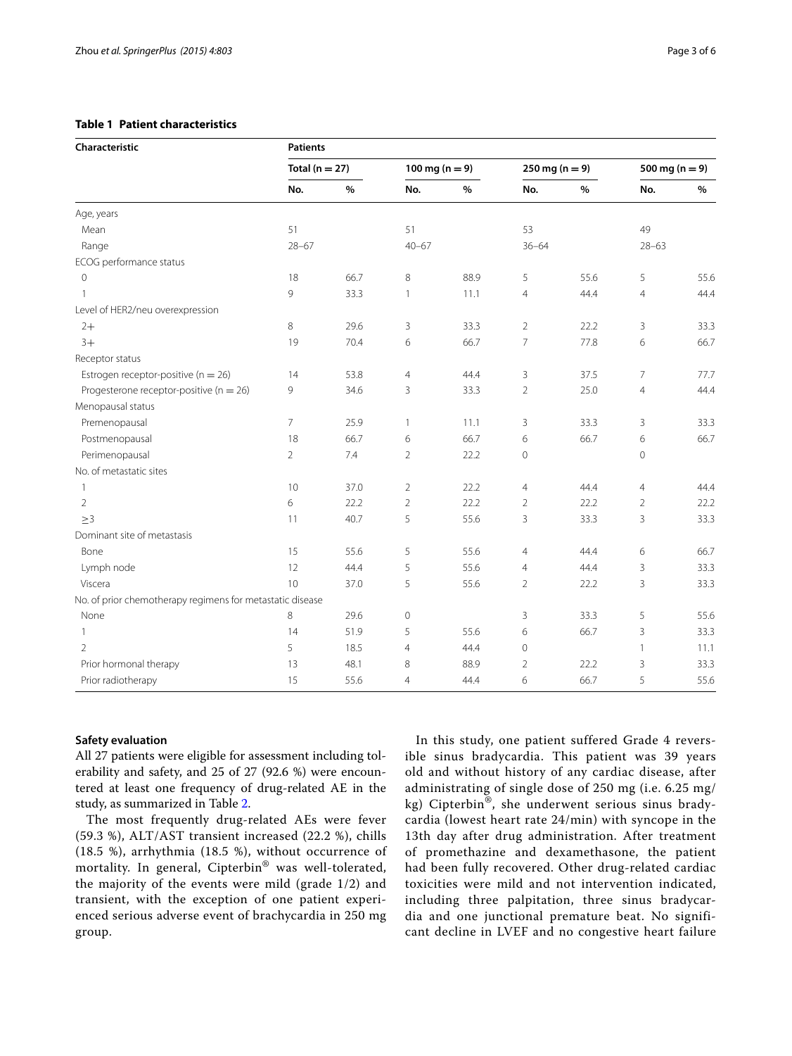**Table 1 Patient characteristics**

| Characteristic | Patients | | | | | | | |
|---|---|---|---|---|---|---|---|---|
| | Total (n = 27) | | 100 mg (n = 9) | | 250 mg (n = 9) | | 500 mg (n = 9) | |
| | No. | % | No. | % | No. | % | No. | % |
| Age, years | | | | | | | | |
| Mean | 51 | | 51 | | 53 | | 49 | |
| Range | 28–67 | | 40–67 | | 36–64 | | 28–63 | |
| ECOG performance status | | | | | | | | |
| 0 | 18 | 66.7 | 8 | 88.9 | 5 | 55.6 | 5 | 55.6 |
| 1 | 9 | 33.3 | 1 | 11.1 | 4 | 44.4 | 4 | 44.4 |
| Level of HER2/neu overexpression | | | | | | | | |
| 2+ | 8 | 29.6 | 3 | 33.3 | 2 | 22.2 | 3 | 33.3 |
| 3+ | 19 | 70.4 | 6 | 66.7 | 7 | 77.8 | 6 | 66.7 |
| Receptor status | | | | | | | | |
| Estrogen receptor-positive (n = 26) | 14 | 53.8 | 4 | 44.4 | 3 | 37.5 | 7 | 77.7 |
| Progesterone receptor-positive (n = 26) | 9 | 34.6 | 3 | 33.3 | 2 | 25.0 | 4 | 44.4 |
| Menopausal status | | | | | | | | |
| Premenopausal | 7 | 25.9 | 1 | 11.1 | 3 | 33.3 | 3 | 33.3 |
| Postmenopausal | 18 | 66.7 | 6 | 66.7 | 6 | 66.7 | 6 | 66.7 |
| Perimenopausal | 2 | 7.4 | 2 | 22.2 | 0 | | 0 | |
| No. of metastatic sites | | | | | | | | |
| 1 | 10 | 37.0 | 2 | 22.2 | 4 | 44.4 | 4 | 44.4 |
| 2 | 6 | 22.2 | 2 | 22.2 | 2 | 22.2 | 2 | 22.2 |
| ≥3 | 11 | 40.7 | 5 | 55.6 | 3 | 33.3 | 3 | 33.3 |
| Dominant site of metastasis | | | | | | | | |
| Bone | 15 | 55.6 | 5 | 55.6 | 4 | 44.4 | 6 | 66.7 |
| Lymph node | 12 | 44.4 | 5 | 55.6 | 4 | 44.4 | 3 | 33.3 |
| Viscera | 10 | 37.0 | 5 | 55.6 | 2 | 22.2 | 3 | 33.3 |
| No. of prior chemotherapy regimens for metastatic disease | | | | | | | | |
| None | 8 | 29.6 | 0 | | 3 | 33.3 | 5 | 55.6 |
| 1 | 14 | 51.9 | 5 | 55.6 | 6 | 66.7 | 3 | 33.3 |
| 2 | 5 | 18.5 | 4 | 44.4 | 0 | | 1 | 11.1 |
| Prior hormonal therapy | 13 | 48.1 | 8 | 88.9 | 2 | 22.2 | 3 | 33.3 |
| Prior radiotherapy | 15 | 55.6 | 4 | 44.4 | 6 | 66.7 | 5 | 55.6 |

### Safety evaluation

All 27 patients were eligible for assessment including tolerability and safety, and 25 of 27 (92.6 %) were encountered at least one frequency of drug-related AE in the study, as summarized in Table 2.

The most frequently drug-related AEs were fever (59.3 %), ALT/AST transient increased (22.2 %), chills (18.5 %), arrhythmia (18.5 %), without occurrence of mortality. In general, Cipterbin® was well-tolerated, the majority of the events were mild (grade 1/2) and transient, with the exception of one patient experienced serious adverse event of brachycardia in 250 mg group.

In this study, one patient suffered Grade 4 reversible sinus bradycardia. This patient was 39 years old and without history of any cardiac disease, after administrating of single dose of 250 mg (i.e. 6.25 mg/kg) Cipterbin®, she underwent serious sinus bradycardia (lowest heart rate 24/min) with syncope in the 13th day after drug administration. After treatment of promethazine and dexamethasone, the patient had been fully recovered. Other drug-related cardiac toxicities were mild and not intervention indicated, including three palpitation, three sinus bradycardia and one junctional premature beat. No significant decline in LVEF and no congestive heart failure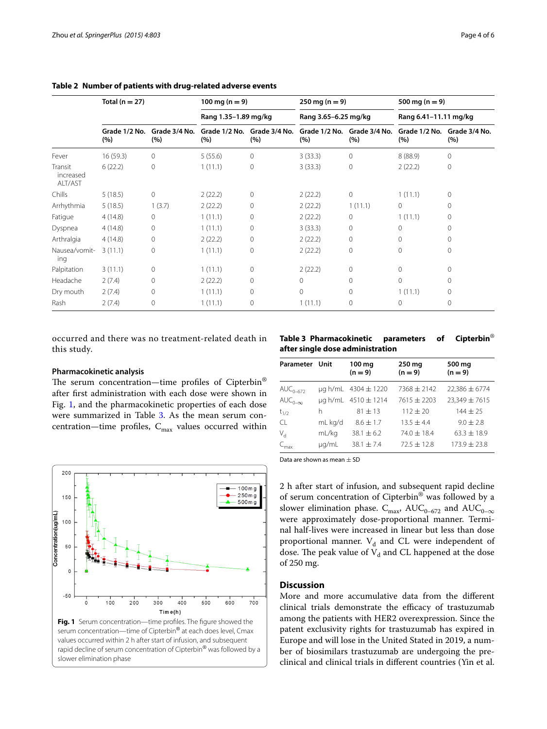**Table 2 Number of patients with drug-related adverse events**

| | Total (n = 27) | | 100 mg (n = 9) | | 250 mg (n = 9) | | 500 mg (n = 9) | |
|---|---|---|---|---|---|---|---|---|
| | | | Rang 1.35–1.89 mg/kg | | Rang 3.65–6.25 mg/kg | | Rang 6.41–11.11 mg/kg | |
| | Grade 1/2 No. (%) | Grade 3/4 No. (%) | Grade 1/2 No. (%) | Grade 3/4 No. (%) | Grade 1/2 No. (%) | Grade 3/4 No. (%) | Grade 1/2 No. (%) | Grade 3/4 No. (%) |
| Fever | 16 (59.3) | 0 | 5 (55.6) | 0 | 3 (33.3) | 0 | 8 (88.9) | 0 |
| Transit increased ALT/AST | 6 (22.2) | 0 | 1 (11.1) | 0 | 3 (33.3) | 0 | 2 (22.2) | 0 |
| Chills | 5 (18.5) | 0 | 2 (22.2) | 0 | 2 (22.2) | 0 | 1 (11.1) | 0 |
| Arrhythmia | 5 (18.5) | 1 (3.7) | 2 (22.2) | 0 | 2 (22.2) | 1 (11.1) | 0 | 0 |
| Fatigue | 4 (14.8) | 0 | 1 (11.1) | 0 | 2 (22.2) | 0 | 1 (11.1) | 0 |
| Dyspnea | 4 (14.8) | 0 | 1 (11.1) | 0 | 3 (33.3) | 0 | 0 | 0 |
| Arthralgia | 4 (14.8) | 0 | 2 (22.2) | 0 | 2 (22.2) | 0 | 0 | 0 |
| Nausea/vomiting | 3 (11.1) | 0 | 1 (11.1) | 0 | 2 (22.2) | 0 | 0 | 0 |
| Palpitation | 3 (11.1) | 0 | 1 (11.1) | 0 | 2 (22.2) | 0 | 0 | 0 |
| Headache | 2 (7.4) | 0 | 2 (22.2) | 0 | 0 | 0 | 0 | 0 |
| Dry mouth | 2 (7.4) | 0 | 1 (11.1) | 0 | 0 | 0 | 1 (11.1) | 0 |
| Rash | 2 (7.4) | 0 | 1 (11.1) | 0 | 1 (11.1) | 0 | 0 | 0 |

occurred and there was no treatment-related death in this study.

### Pharmacokinetic analysis

The serum concentration—time profiles of Cipterbin® after first administration with each dose were shown in Fig. 1, and the pharmacokinetic properties of each dose were summarized in Table 3. As the mean serum concentration—time profiles, $C_{max}$ values occurred within 2 h after start of infusion, and subsequent rapid decline of serum concentration of Cipterbin® was followed by a slower elimination phase. $C_{max}$, $AUC_{0-672}$ and $AUC_{0-\infty}$ were approximately dose-proportional manner. Terminal half-lives were increased in linear but less than dose proportional manner. $V_d$ and CL were independent of dose. The peak value of $V_d$ and CL happened at the dose of 250 mg.

**Table 3 Pharmacokinetic parameters of Cipterbin® after single dose administration**

| Parameter | Unit | 100 mg (n = 9) | 250 mg (n = 9) | 500 mg (n = 9) |
|---|---|---|---|---|
| $AUC_{0-672}$ | μg h/mL | 4304 ± 1220 | 7368 ± 2142 | 22,386 ± 6774 |
| $AUC_{0-\infty}$ | μg h/mL | 4510 ± 1214 | 7615 ± 2203 | 23,349 ± 7615 |
| $t_{1/2}$ | h | 81 ± 13 | 112 ± 20 | 144 ± 25 |
| CL | mL kg/d | 8.6 ± 1.7 | 13.5 ± 4.4 | 9.0 ± 2.8 |
| $V_d$ | mL/kg | 38.1 ± 6.2 | 74.0 ± 18.4 | 63.3 ± 18.9 |
| $C_{max}$ | μg/mL | 38.1 ± 7.4 | 72.5 ± 12.8 | 173.9 ± 23.8 |

Data are shown as mean ± SD

**Fig. 1** Serum concentration—time profiles. The figure showed the serum concentration—time of Cipterbin® at each does level, Cmax values occurred within 2 h after start of infusion, and subsequent rapid decline of serum concentration of Cipterbin® was followed by a slower elimination phase

## Discussion

More and more accumulative data from the different clinical trials demonstrate the efficacy of trastuzumab among the patients with HER2 overexpression. Since the patent exclusivity rights for trastuzumab has expired in Europe and will lose in the United Stated in 2019, a number of biosimilars trastuzumab are undergoing the preclinical and clinical trials in different countries (Yin et al.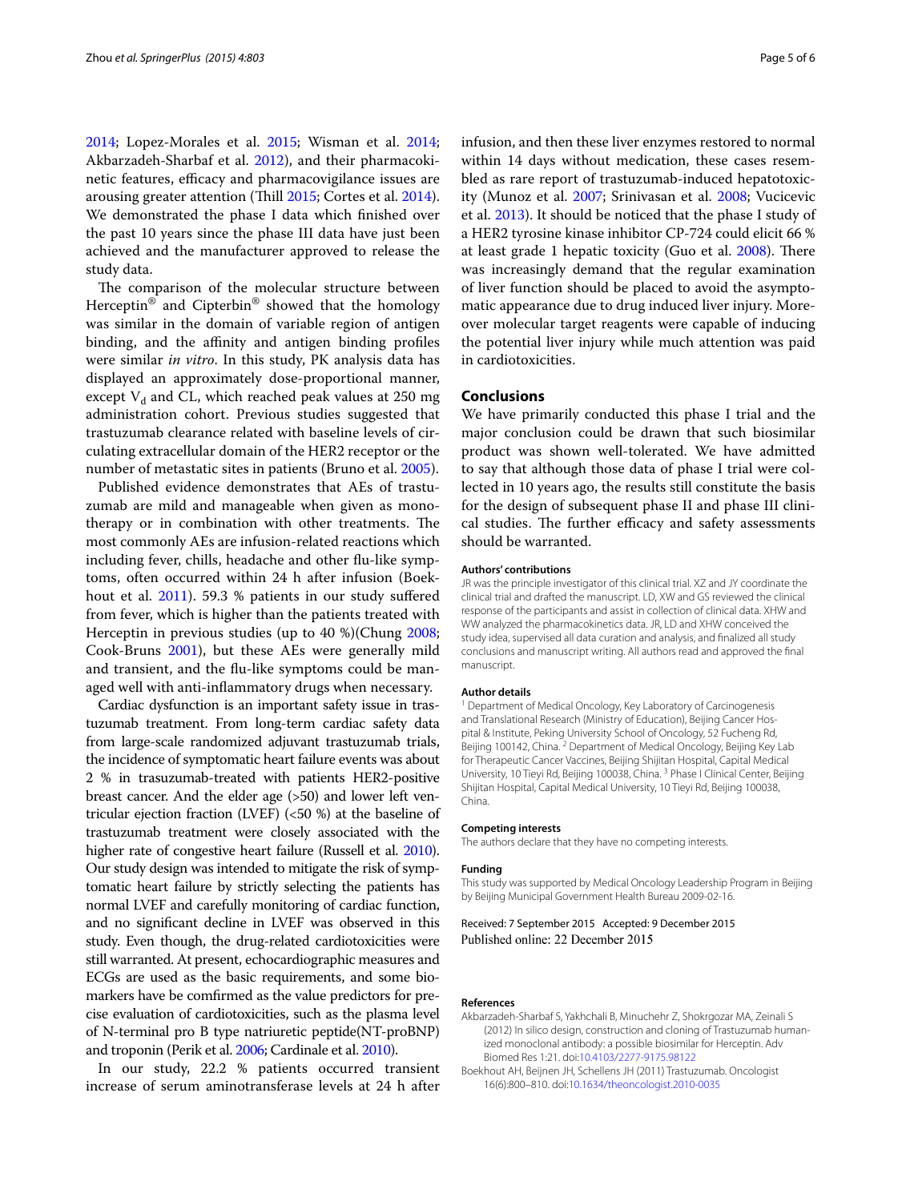2014; Lopez-Morales et al. 2015; Wisman et al. 2014; Akbarzadeh-Sharbaf et al. 2012), and their pharmacokinetic features, efficacy and pharmacovigilance issues are arousing greater attention (Thill 2015; Cortes et al. 2014). We demonstrated the phase I data which finished over the past 10 years since the phase III data have just been achieved and the manufacturer approved to release the study data.

The comparison of the molecular structure between Herceptin® and Cipterbin® showed that the homology was similar in the domain of variable region of antigen binding, and the affinity and antigen binding profiles were similar *in vitro*. In this study, PK analysis data has displayed an approximately dose-proportional manner, except $V_d$ and CL, which reached peak values at 250 mg administration cohort. Previous studies suggested that trastuzumab clearance related with baseline levels of circulating extracellular domain of the HER2 receptor or the number of metastatic sites in patients (Bruno et al. 2005).

Published evidence demonstrates that AEs of trastuzumab are mild and manageable when given as monotherapy or in combination with other treatments. The most commonly AEs are infusion-related reactions which including fever, chills, headache and other flu-like symptoms, often occurred within 24 h after infusion (Boekhout et al. 2011). 59.3 % patients in our study suffered from fever, which is higher than the patients treated with Herceptin in previous studies (up to 40 %)(Chung 2008; Cook-Bruns 2001), but these AEs were generally mild and transient, and the flu-like symptoms could be managed well with anti-inflammatory drugs when necessary.

Cardiac dysfunction is an important safety issue in trastuzumab treatment. From long-term cardiac safety data from large-scale randomized adjuvant trastuzumab trials, the incidence of symptomatic heart failure events was about 2 % in trasuzumab-treated with patients HER2-positive breast cancer. And the elder age (>50) and lower left ventricular ejection fraction (LVEF) (<50 %) at the baseline of trastuzumab treatment were closely associated with the higher rate of congestive heart failure (Russell et al. 2010). Our study design was intended to mitigate the risk of symptomatic heart failure by strictly selecting the patients has normal LVEF and carefully monitoring of cardiac function, and no significant decline in LVEF was observed in this study. Even though, the drug-related cardiotoxicities were still warranted. At present, echocardiographic measures and ECGs are used as the basic requirements, and some biomarkers have be comfirmed as the value predictors for precise evaluation of cardiotoxicities, such as the plasma level of N-terminal pro B type natriuretic peptide(NT-proBNP) and troponin (Perik et al. 2006; Cardinale et al. 2010).

In our study, 22.2 % patients occurred transient increase of serum aminotransferase levels at 24 h after infusion, and then these liver enzymes restored to normal within 14 days without medication, these cases resembled as rare report of trastuzumab-induced hepatotoxicity (Munoz et al. 2007; Srinivasan et al. 2008; Vucicevic et al. 2013). It should be noticed that the phase I study of a HER2 tyrosine kinase inhibitor CP-724 could elicit 66 % at least grade 1 hepatic toxicity (Guo et al. 2008). There was increasingly demand that the regular examination of liver function should be placed to avoid the asymptomatic appearance due to drug induced liver injury. Moreover molecular target reagents were capable of inducing the potential liver injury while much attention was paid in cardiotoxicities.

## Conclusions

We have primarily conducted this phase I trial and the major conclusion could be drawn that such biosimilar product was shown well-tolerated. We have admitted to say that although those data of phase I trial were collected in 10 years ago, the results still constitute the basis for the design of subsequent phase II and phase III clinical studies. The further efficacy and safety assessments should be warranted.

### Authors' contributions

JR was the principle investigator of this clinical trial. XZ and JY coordinate the clinical trial and drafted the manuscript. LD, XW and GS reviewed the clinical response of the participants and assist in collection of clinical data. XHW and WW analyzed the pharmacokinetics data. JR, LD and XHW conceived the study idea, supervised all data curation and analysis, and finalized all study conclusions and manuscript writing. All authors read and approved the final manuscript.

### Author details

[1] Department of Medical Oncology, Key Laboratory of Carcinogenesis and Translational Research (Ministry of Education), Beijing Cancer Hospital & Institute, Peking University School of Oncology, 52 Fucheng Rd, Beijing 100142, China. [2] Department of Medical Oncology, Beijing Key Lab for Therapeutic Cancer Vaccines, Beijing Shijitan Hospital, Capital Medical University, 10 Tieyi Rd, Beijing 100038, China. [3] Phase I Clinical Center, Beijing Shijitan Hospital, Capital Medical University, 10 Tieyi Rd, Beijing 100038, China.

### Competing interests

The authors declare that they have no competing interests.

### Funding

This study was supported by Medical Oncology Leadership Program in Beijing by Beijing Municipal Government Health Bureau 2009-02-16.

Received: 7 September 2015 Accepted: 9 December 2015
Published online: 22 December 2015

### References

Akbarzadeh-Sharbaf S, Yakhchali B, Minuchehr Z, Shokrgozar MA, Zeinali S (2012) In silico design, construction and cloning of Trastuzumab humanized monoclonal antibody: a possible biosimilar for Herceptin. Adv Biomed Res 1:21. doi:10.4103/2277-9175.98122

Boekhout AH, Beijnen JH, Schellens JH (2011) Trastuzumab. Oncologist 16(6):800–810. doi:10.1634/theoncologist.2010-0035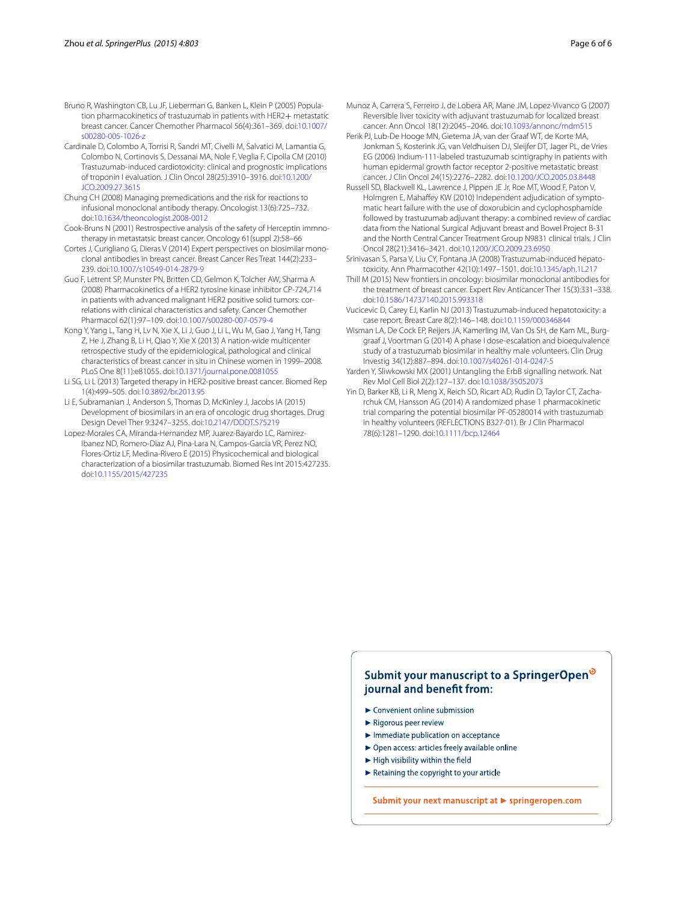Bruno R, Washington CB, Lu JF, Lieberman G, Banken L, Klein P (2005) Population pharmacokinetics of trastuzumab in patients with HER2+ metastatic breast cancer. Cancer Chemother Pharmacol 56(4):361–369. doi:10.1007/s00280-005-1026-z

Cardinale D, Colombo A, Torrisi R, Sandri MT, Civelli M, Salvatici M, Lamantia G, Colombo N, Cortinovis S, Dessanai MA, Nole F, Veglia F, Cipolla CM (2010) Trastuzumab-induced cardiotoxicity: clinical and prognostic implications of troponin I evaluation. J Clin Oncol 28(25):3910–3916. doi:10.1200/JCO.2009.27.3615

Chung CH (2008) Managing premedications and the risk for reactions to infusional monoclonal antibody therapy. Oncologist 13(6):725–732. doi:10.1634/theoncologist.2008-0012

Cook-Bruns N (2001) Restrospective analysis of the safety of Herceptin immnotherapy in metastatsic breast cancer. Oncology 61(suppl 2):58–66

Cortes J, Curigliano G, Dieras V (2014) Expert perspectives on biosimilar monoclonal antibodies in breast cancer. Breast Cancer Res Treat 144(2):233–239. doi:10.1007/s10549-014-2879-9

Guo F, Letrent SP, Munster PN, Britten CD, Gelmon K, Tolcher AW, Sharma A (2008) Pharmacokinetics of a HER2 tyrosine kinase inhibitor CP-724,714 in patients with advanced malignant HER2 positive solid tumors: correlations with clinical characteristics and safety. Cancer Chemother Pharmacol 62(1):97–109. doi:10.1007/s00280-007-0579-4

Kong Y, Yang L, Tang H, Lv N, Xie X, Li J, Guo J, Li L, Wu M, Gao J, Yang H, Tang Z, He J, Zhang B, Li H, Qiao Y, Xie X (2013) A nation-wide multicenter retrospective study of the epidemiological, pathological and clinical characteristics of breast cancer in situ in Chinese women in 1999–2008. PLoS One 8(11):e81055. doi:10.1371/journal.pone.0081055

Li SG, Li L (2013) Targeted therapy in HER2-positive breast cancer. Biomed Rep 1(4):499–505. doi:10.3892/br.2013.95

Li E, Subramanian J, Anderson S, Thomas D, McKinley J, Jacobs IA (2015) Development of biosimilars in an era of oncologic drug shortages. Drug Design Devel Ther 9:3247–3255. doi:10.2147/DDDT.S75219

Lopez-Morales CA, Miranda-Hernandez MP, Juarez-Bayardo LC, Ramirez-Ibanez ND, Romero-Diaz AJ, Pina-Lara N, Campos-Garcia VR, Perez NO, Flores-Ortiz LF, Medina-Rivero E (2015) Physicochemical and biological characterization of a biosimilar trastuzumab. Biomed Res Int 2015:427235. doi:10.1155/2015/427235

Munoz A, Carrera S, Ferreiro J, de Lobera AR, Mane JM, Lopez-Vivanco G (2007) Reversible liver toxicity with adjuvant trastuzumab for localized breast cancer. Ann Oncol 18(12):2045–2046. doi:10.1093/annonc/mdm515

Perik PJ, Lub-De Hooge MN, Gietema JA, van der Graaf WT, de Korte MA, Jonkman S, Kosterink JG, van Veldhuisen DJ, Sleijfer DT, Jager PL, de Vries EG (2006) Indium-111-labeled trastuzumab scintigraphy in patients with human epidermal growth factor receptor 2-positive metastatic breast cancer. J Clin Oncol 24(15):2276–2282. doi:10.1200/JCO.2005.03.8448

Russell SD, Blackwell KL, Lawrence J, Pippen JE Jr, Roe MT, Wood F, Paton V, Holmgren E, Mahaffey KW (2010) Independent adjudication of symptomatic heart failure with the use of doxorubicin and cyclophosphamide followed by trastuzumab adjuvant therapy: a combined review of cardiac data from the National Surgical Adjuvant breast and Bowel Project B-31 and the North Central Cancer Treatment Group N9831 clinical trials. J Clin Oncol 28(21):3416–3421. doi:10.1200/JCO.2009.23.6950

Srinivasan S, Parsa V, Liu CY, Fontana JA (2008) Trastuzumab-induced hepatotoxicity. Ann Pharmacother 42(10):1497–1501. doi:10.1345/aph.1L217

Thill M (2015) New frontiers in oncology: biosimilar monoclonal antibodies for the treatment of breast cancer. Expert Rev Anticancer Ther 15(3):331–338. doi:10.1586/14737140.2015.993318

Vucicevic D, Carey EJ, Karlin NJ (2013) Trastuzumab-induced hepatotoxicity: a case report. Breast Care 8(2):146–148. doi:10.1159/000346844

Wisman LA, De Cock EP, Reijers JA, Kamerling IM, Van Os SH, de Kam ML, Burggraaf J, Voortman G (2014) A phase I dose-escalation and bioequivalence study of a trastuzumab biosimilar in healthy male volunteers. Clin Drug Investig 34(12):887–894. doi:10.1007/s40261-014-0247-5

Yarden Y, Sliwkowski MX (2001) Untangling the ErbB signalling network. Nat Rev Mol Cell Biol 2(2):127–137. doi:10.1038/35052073

Yin D, Barker KB, Li R, Meng X, Reich SD, Ricart AD, Rudin D, Taylor CT, Zacharchuk CM, Hansson AG (2014) A randomized phase 1 pharmacokinetic trial comparing the potential biosimilar PF-05280014 with trastuzumab in healthy volunteers (REFLECTIONS B327-01). Br J Clin Pharmacol 78(6):1281–1290. doi:10.1111/bcp.12464